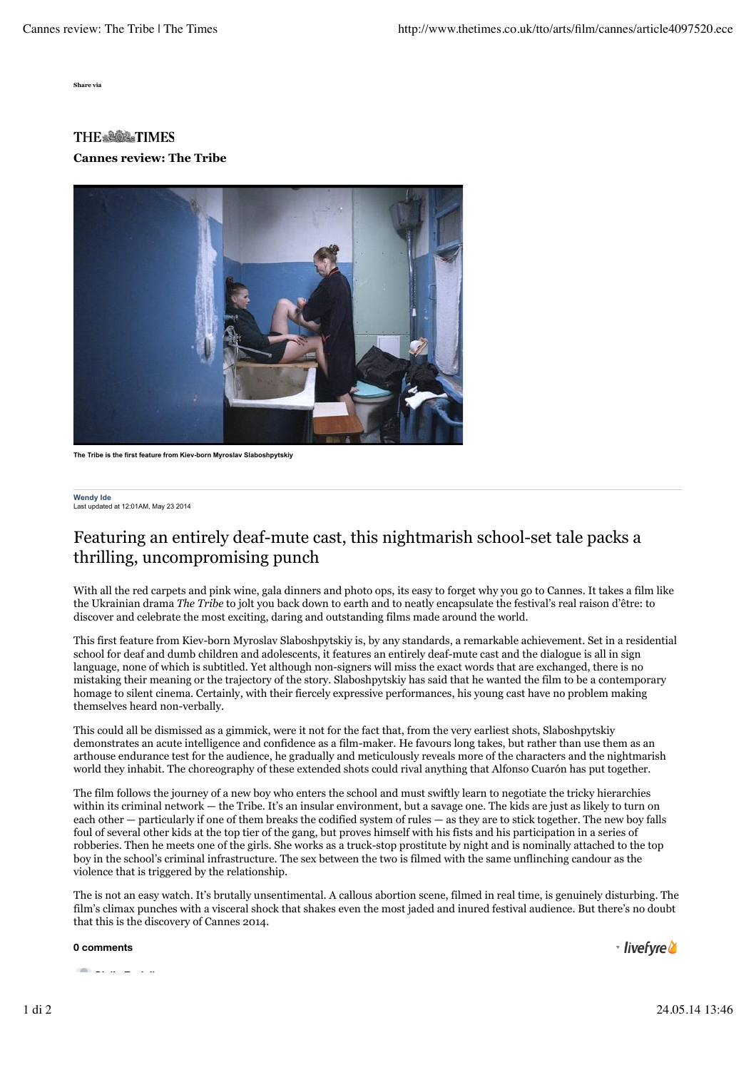Share via

THE TIMES

## Cannes review: The Tribe

The Tribe is the first feature from Kiev-born Myroslav Slaboshpytskiy

Wendy Ide
Last updated at 12:01AM, May 23 2014

# Featuring an entirely deaf-mute cast, this nightmarish school-set tale packs a thrilling, uncompromising punch

With all the red carpets and pink wine, gala dinners and photo ops, its easy to forget why you go to Cannes. It takes a film like the Ukrainian drama *The Tribe* to jolt you back down to earth and to neatly encapsulate the festival's real raison d'être: to discover and celebrate the most exciting, daring and outstanding films made around the world.

This first feature from Kiev-born Myroslav Slaboshpytskiy is, by any standards, a remarkable achievement. Set in a residential school for deaf and dumb children and adolescents, it features an entirely deaf-mute cast and the dialogue is all in sign language, none of which is subtitled. Yet although non-signers will miss the exact words that are exchanged, there is no mistaking their meaning or the trajectory of the story. Slaboshpytskiy has said that he wanted the film to be a contemporary homage to silent cinema. Certainly, with their fiercely expressive performances, his young cast have no problem making themselves heard non-verbally.

This could all be dismissed as a gimmick, were it not for the fact that, from the very earliest shots, Slaboshpytskiy demonstrates an acute intelligence and confidence as a film-maker. He favours long takes, but rather than use them as an arthouse endurance test for the audience, he gradually and meticulously reveals more of the characters and the nightmarish world they inhabit. The choreography of these extended shots could rival anything that Alfonso Cuarón has put together.

The film follows the journey of a new boy who enters the school and must swiftly learn to negotiate the tricky hierarchies within its criminal network — the Tribe. It's an insular environment, but a savage one. The kids are just as likely to turn on each other — particularly if one of them breaks the codified system of rules — as they are to stick together. The new boy falls foul of several other kids at the top tier of the gang, but proves himself with his fists and his participation in a series of robberies. Then he meets one of the girls. She works as a truck-stop prostitute by night and is nominally attached to the top boy in the school's criminal infrastructure. The sex between the two is filmed with the same unflinching candour as the violence that is triggered by the relationship.

The is not an easy watch. It's brutally unsentimental. A callous abortion scene, filmed in real time, is genuinely disturbing. The film's climax punches with a visceral shock that shakes even the most jaded and inured festival audience. But there's no doubt that this is the discovery of Cannes 2014.

**0 comments**

livefyre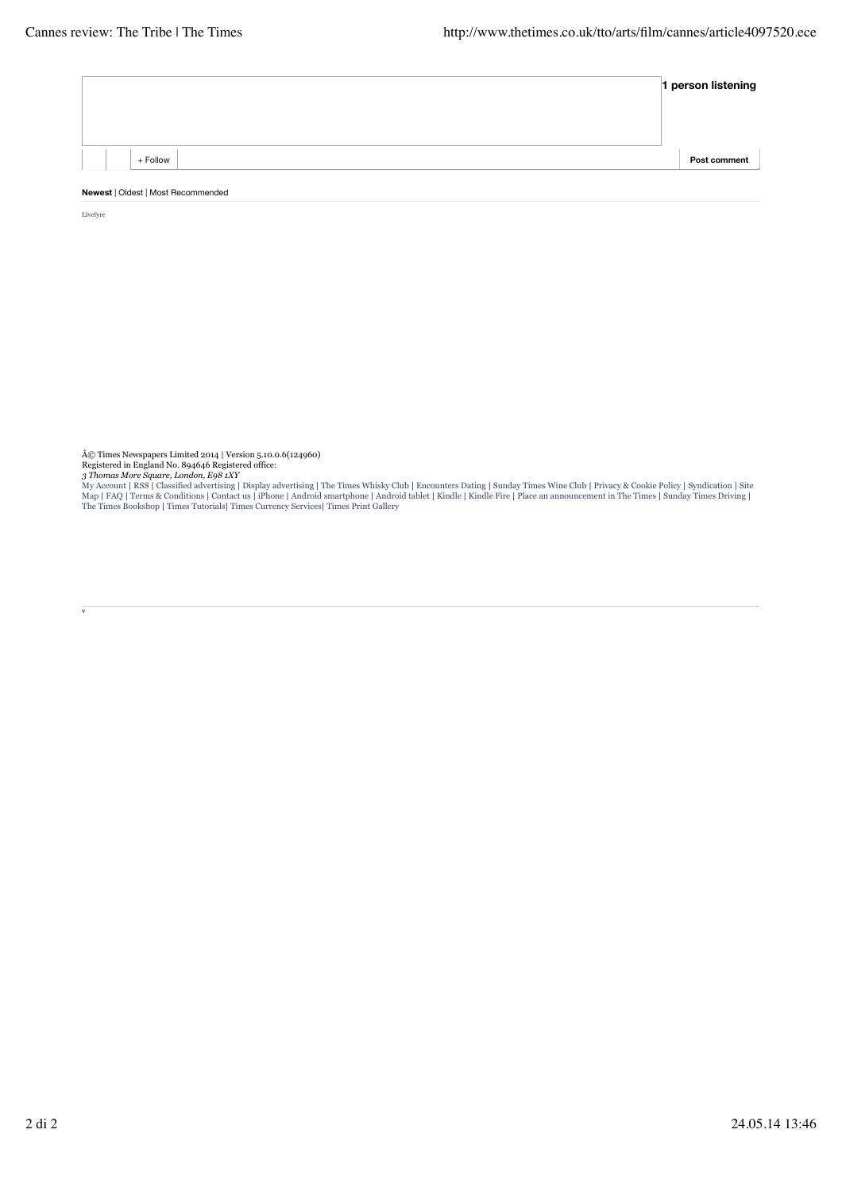1 person listening

+ Follow

**Post comment**

**Newest** | Oldest | Most Recommended

Livefyre

Â© Times Newspapers Limited 2014 | Version 5.10.0.6(124960)
Registered in England No. 894646 Registered office:
*3 Thomas More Square, London, E98 1XY*

My Account | RSS | Classified advertising | Display advertising | The Times Whisky Club | Encounters Dating | Sunday Times Wine Club | Privacy & Cookie Policy | Syndication | Site Map | FAQ | Terms & Conditions | Contact us | iPhone | Android smartphone | Android tablet | Kindle | Kindle Fire | Place an announcement in The Times | Sunday Times Driving | The Times Bookshop | Times Tutorials| Times Currency Services| Times Print Gallery

v